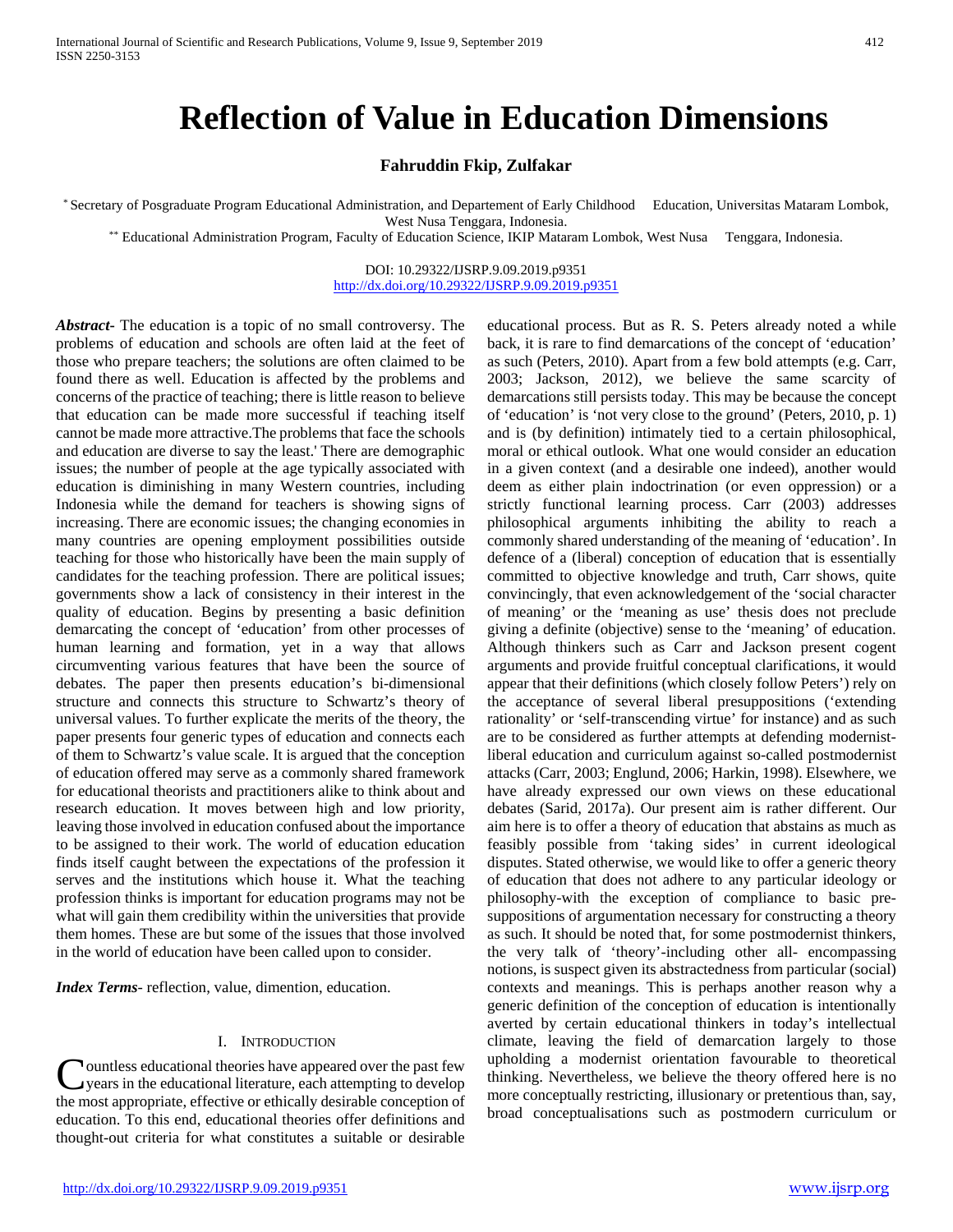# Reflection of Value in Education Dimensions

**Fahruddin Fkip, Zulfakar**

[*] Secretary of Posgraduate Program Educational Administration, and Departement of Early Childhood Education, Universitas Mataram Lombok, West Nusa Tenggara, Indonesia.

[**] Educational Administration Program, Faculty of Education Science, IKIP Mataram Lombok, West Nusa Tenggara, Indonesia.

DOI: 10.29322/IJSRP.9.09.2019.p9351
http://dx.doi.org/10.29322/IJSRP.9.09.2019.p9351

***Abstract-*** The education is a topic of no small controversy. The problems of education and schools are often laid at the feet of those who prepare teachers; the solutions are often claimed to be found there as well. Education is affected by the problems and concerns of the practice of teaching; there is little reason to believe that education can be made more successful if teaching itself cannot be made more attractive.The problems that face the schools and education are diverse to say the least.' There are demographic issues; the number of people at the age typically associated with education is diminishing in many Western countries, including Indonesia while the demand for teachers is showing signs of increasing. There are economic issues; the changing economies in many countries are opening employment possibilities outside teaching for those who historically have been the main supply of candidates for the teaching profession. There are political issues; governments show a lack of consistency in their interest in the quality of education. Begins by presenting a basic definition demarcating the concept of 'education' from other processes of human learning and formation, yet in a way that allows circumventing various features that have been the source of debates. The paper then presents education's bi-dimensional structure and connects this structure to Schwartz's theory of universal values. To further explicate the merits of the theory, the paper presents four generic types of education and connects each of them to Schwartz's value scale. It is argued that the conception of education offered may serve as a commonly shared framework for educational theorists and practitioners alike to think about and research education. It moves between high and low priority, leaving those involved in education confused about the importance to be assigned to their work. The world of education education finds itself caught between the expectations of the profession it serves and the institutions which house it. What the teaching profession thinks is important for education programs may not be what will gain them credibility within the universities that provide them homes. These are but some of the issues that those involved in the world of education have been called upon to consider.

***Index Terms-*** reflection, value, dimention, education.

## I. Introduction

Countless educational theories have appeared over the past few years in the educational literature, each attempting to develop the most appropriate, effective or ethically desirable conception of education. To this end, educational theories offer definitions and thought-out criteria for what constitutes a suitable or desirable educational process. But as R. S. Peters already noted a while back, it is rare to find demarcations of the concept of 'education' as such (Peters, 2010). Apart from a few bold attempts (e.g. Carr, 2003; Jackson, 2012), we believe the same scarcity of demarcations still persists today. This may be because the concept of 'education' is 'not very close to the ground' (Peters, 2010, p. 1) and is (by definition) intimately tied to a certain philosophical, moral or ethical outlook. What one would consider an education in a given context (and a desirable one indeed), another would deem as either plain indoctrination (or even oppression) or a strictly functional learning process. Carr (2003) addresses philosophical arguments inhibiting the ability to reach a commonly shared understanding of the meaning of 'education'. In defence of a (liberal) conception of education that is essentially committed to objective knowledge and truth, Carr shows, quite convincingly, that even acknowledgement of the 'social character of meaning' or the 'meaning as use' thesis does not preclude giving a definite (objective) sense to the 'meaning' of education. Although thinkers such as Carr and Jackson present cogent arguments and provide fruitful conceptual clarifications, it would appear that their definitions (which closely follow Peters') rely on the acceptance of several liberal presuppositions ('extending rationality' or 'self-transcending virtue' for instance) and as such are to be considered as further attempts at defending modernist-liberal education and curriculum against so-called postmodernist attacks (Carr, 2003; Englund, 2006; Harkin, 1998). Elsewhere, we have already expressed our own views on these educational debates (Sarid, 2017a). Our present aim is rather different. Our aim here is to offer a theory of education that abstains as much as feasibly possible from 'taking sides' in current ideological disputes. Stated otherwise, we would like to offer a generic theory of education that does not adhere to any particular ideology or philosophy-with the exception of compliance to basic pre-suppositions of argumentation necessary for constructing a theory as such. It should be noted that, for some postmodernist thinkers, the very talk of 'theory'-including other all- encompassing notions, is suspect given its abstractedness from particular (social) contexts and meanings. This is perhaps another reason why a generic definition of the conception of education is intentionally averted by certain educational thinkers in today's intellectual climate, leaving the field of demarcation largely to those upholding a modernist orientation favourable to theoretical thinking. Nevertheless, we believe the theory offered here is no more conceptually restricting, illusionary or pretentious than, say, broad conceptualisations such as postmodern curriculum or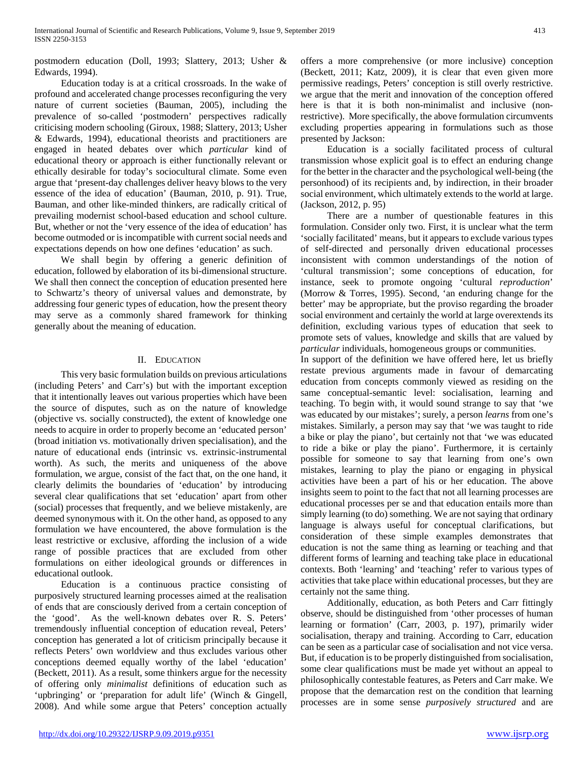postmodern education (Doll, 1993; Slattery, 2013; Usher & Edwards, 1994).

Education today is at a critical crossroads. In the wake of profound and accelerated change processes reconfiguring the very nature of current societies (Bauman, 2005), including the prevalence of so-called 'postmodern' perspectives radically criticising modern schooling (Giroux, 1988; Slattery, 2013; Usher & Edwards, 1994), educational theorists and practitioners are engaged in heated debates over which *particular* kind of educational theory or approach is either functionally relevant or ethically desirable for today's sociocultural climate. Some even argue that 'present-day challenges deliver heavy blows to the very essence of the idea of education' (Bauman, 2010, p. 91). True, Bauman, and other like-minded thinkers, are radically critical of prevailing modernist school-based education and school culture. But, whether or not the 'very essence of the idea of education' has become outmoded or is incompatible with current social needs and expectations depends on how one defines 'education' as such.

We shall begin by offering a generic definition of education, followed by elaboration of its bi-dimensional structure. We shall then connect the conception of education presented here to Schwartz's theory of universal values and demonstrate, by addressing four generic types of education, how the present theory may serve as a commonly shared framework for thinking generally about the meaning of education.

## II. Education

This very basic formulation builds on previous articulations (including Peters' and Carr's) but with the important exception that it intentionally leaves out various properties which have been the source of disputes, such as on the nature of knowledge (objective vs. socially constructed), the extent of knowledge one needs to acquire in order to properly become an 'educated person' (broad initiation vs. motivationally driven specialisation), and the nature of educational ends (intrinsic vs. extrinsic-instrumental worth). As such, the merits and uniqueness of the above formulation, we argue, consist of the fact that, on the one hand, it clearly delimits the boundaries of 'education' by introducing several clear qualifications that set 'education' apart from other (social) processes that frequently, and we believe mistakenly, are deemed synonymous with it. On the other hand, as opposed to any formulation we have encountered, the above formulation is the least restrictive or exclusive, affording the inclusion of a wide range of possible practices that are excluded from other formulations on either ideological grounds or differences in educational outlook.

Education is a continuous practice consisting of purposively structured learning processes aimed at the realisation of ends that are consciously derived from a certain conception of the 'good'. As the well-known debates over R. S. Peters' tremendously influential conception of education reveal, Peters' conception has generated a lot of criticism principally because it reflects Peters' own worldview and thus excludes various other conceptions deemed equally worthy of the label 'education' (Beckett, 2011). As a result, some thinkers argue for the necessity of offering only *minimalist* definitions of education such as 'upbringing' or 'preparation for adult life' (Winch & Gingell, 2008). And while some argue that Peters' conception actually offers a more comprehensive (or more inclusive) conception (Beckett, 2011; Katz, 2009), it is clear that even given more permissive readings, Peters' conception is still overly restrictive. we argue that the merit and innovation of the conception offered here is that it is both non-minimalist and inclusive (non-restrictive). More specifically, the above formulation circumvents excluding properties appearing in formulations such as those presented by Jackson:

> Education is a socially facilitated process of cultural transmission whose explicit goal is to effect an enduring change for the better in the character and the psychological well-being (the personhood) of its recipients and, by indirection, in their broader social environment, which ultimately extends to the world at large. (Jackson, 2012, p. 95)

There are a number of questionable features in this formulation. Consider only two. First, it is unclear what the term 'socially facilitated' means, but it appears to exclude various types of self-directed and personally driven educational processes inconsistent with common understandings of the notion of 'cultural transmission'; some conceptions of education, for instance, seek to promote ongoing 'cultural *reproduction*' (Morrow & Torres, 1995). Second, 'an enduring change for the better' may be appropriate, but the proviso regarding the broader social environment and certainly the world at large overextends its definition, excluding various types of education that seek to promote sets of values, knowledge and skills that are valued by *particular* individuals, homogeneous groups or communities.

In support of the definition we have offered here, let us briefly restate previous arguments made in favour of demarcating education from concepts commonly viewed as residing on the same conceptual-semantic level: socialisation, learning and teaching. To begin with, it would sound strange to say that 'we was educated by our mistakes'; surely, a person *learns* from one's mistakes. Similarly, a person may say that 'we was taught to ride a bike or play the piano', but certainly not that 'we was educated to ride a bike or play the piano'. Furthermore, it is certainly possible for someone to say that learning from one's own mistakes, learning to play the piano or engaging in physical activities have been a part of his or her education. The above insights seem to point to the fact that not all learning processes are educational processes per se and that education entails more than simply learning (to do) something. We are not saying that ordinary language is always useful for conceptual clarifications, but consideration of these simple examples demonstrates that education is not the same thing as learning or teaching and that different forms of learning and teaching take place in educational contexts. Both 'learning' and 'teaching' refer to various types of activities that take place within educational processes, but they are certainly not the same thing.

Additionally, education, as both Peters and Carr fittingly observe, should be distinguished from 'other processes of human learning or formation' (Carr, 2003, p. 197), primarily wider socialisation, therapy and training. According to Carr, education can be seen as a particular case of socialisation and not vice versa. But, if education is to be properly distinguished from socialisation, some clear qualifications must be made yet without an appeal to philosophically contestable features, as Peters and Carr make. We propose that the demarcation rest on the condition that learning processes are in some sense *purposively structured* and are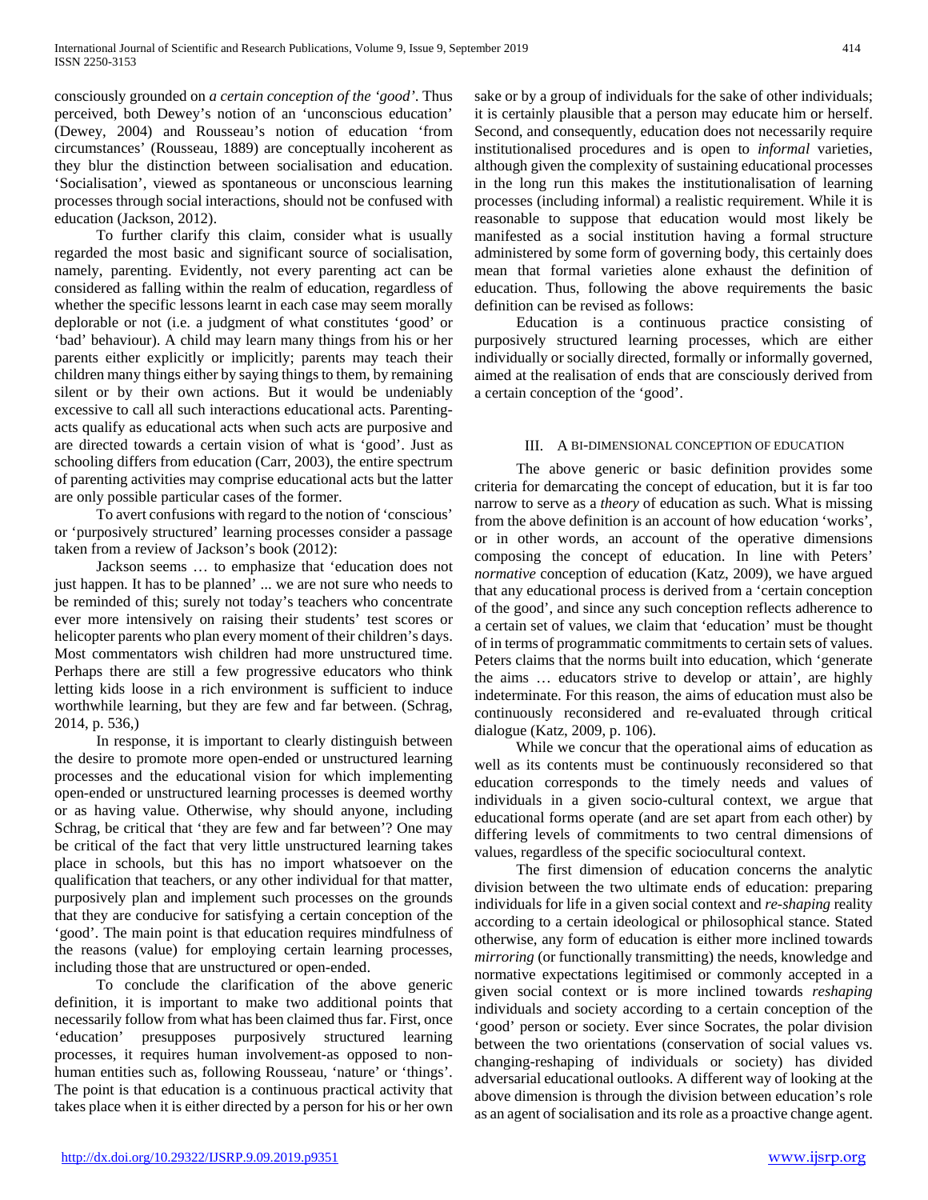consciously grounded on *a certain conception of the 'good'*. Thus perceived, both Dewey's notion of an 'unconscious education' (Dewey, 2004) and Rousseau's notion of education 'from circumstances' (Rousseau, 1889) are conceptually incoherent as they blur the distinction between socialisation and education. 'Socialisation', viewed as spontaneous or unconscious learning processes through social interactions, should not be confused with education (Jackson, 2012).

To further clarify this claim, consider what is usually regarded the most basic and significant source of socialisation, namely, parenting. Evidently, not every parenting act can be considered as falling within the realm of education, regardless of whether the specific lessons learnt in each case may seem morally deplorable or not (i.e. a judgment of what constitutes 'good' or 'bad' behaviour). A child may learn many things from his or her parents either explicitly or implicitly; parents may teach their children many things either by saying things to them, by remaining silent or by their own actions. But it would be undeniably excessive to call all such interactions educational acts. Parenting-acts qualify as educational acts when such acts are purposive and are directed towards a certain vision of what is 'good'. Just as schooling differs from education (Carr, 2003), the entire spectrum of parenting activities may comprise educational acts but the latter are only possible particular cases of the former.

To avert confusions with regard to the notion of 'conscious' or 'purposively structured' learning processes consider a passage taken from a review of Jackson's book (2012):

> Jackson seems … to emphasize that 'education does not just happen. It has to be planned' ... we are not sure who needs to be reminded of this; surely not today's teachers who concentrate ever more intensively on raising their students' test scores or helicopter parents who plan every moment of their children's days. Most commentators wish children had more unstructured time. Perhaps there are still a few progressive educators who think letting kids loose in a rich environment is sufficient to induce worthwhile learning, but they are few and far between. (Schrag, 2014, p. 536,)

In response, it is important to clearly distinguish between the desire to promote more open-ended or unstructured learning processes and the educational vision for which implementing open-ended or unstructured learning processes is deemed worthy or as having value. Otherwise, why should anyone, including Schrag, be critical that 'they are few and far between'? One may be critical of the fact that very little unstructured learning takes place in schools, but this has no import whatsoever on the qualification that teachers, or any other individual for that matter, purposively plan and implement such processes on the grounds that they are conducive for satisfying a certain conception of the 'good'. The main point is that education requires mindfulness of the reasons (value) for employing certain learning processes, including those that are unstructured or open-ended.

To conclude the clarification of the above generic definition, it is important to make two additional points that necessarily follow from what has been claimed thus far. First, once 'education' presupposes purposively structured learning processes, it requires human involvement-as opposed to non-human entities such as, following Rousseau, 'nature' or 'things'. The point is that education is a continuous practical activity that takes place when it is either directed by a person for his or her own sake or by a group of individuals for the sake of other individuals; it is certainly plausible that a person may educate him or herself. Second, and consequently, education does not necessarily require institutionalised procedures and is open to *informal* varieties, although given the complexity of sustaining educational processes in the long run this makes the institutionalisation of learning processes (including informal) a realistic requirement. While it is reasonable to suppose that education would most likely be manifested as a social institution having a formal structure administered by some form of governing body, this certainly does mean that formal varieties alone exhaust the definition of education. Thus, following the above requirements the basic definition can be revised as follows:

Education is a continuous practice consisting of purposively structured learning processes, which are either individually or socially directed, formally or informally governed, aimed at the realisation of ends that are consciously derived from a certain conception of the 'good'.

## III. A Bi-dimensional Conception of Education

The above generic or basic definition provides some criteria for demarcating the concept of education, but it is far too narrow to serve as a *theory* of education as such. What is missing from the above definition is an account of how education 'works', or in other words, an account of the operative dimensions composing the concept of education. In line with Peters' *normative* conception of education (Katz, 2009), we have argued that any educational process is derived from a 'certain conception of the good', and since any such conception reflects adherence to a certain set of values, we claim that 'education' must be thought of in terms of programmatic commitments to certain sets of values. Peters claims that the norms built into education, which 'generate the aims … educators strive to develop or attain', are highly indeterminate. For this reason, the aims of education must also be continuously reconsidered and re-evaluated through critical dialogue (Katz, 2009, p. 106).

While we concur that the operational aims of education as well as its contents must be continuously reconsidered so that education corresponds to the timely needs and values of individuals in a given socio-cultural context, we argue that educational forms operate (and are set apart from each other) by differing levels of commitments to two central dimensions of values, regardless of the specific sociocultural context.

The first dimension of education concerns the analytic division between the two ultimate ends of education: preparing individuals for life in a given social context and *re-shaping* reality according to a certain ideological or philosophical stance. Stated otherwise, any form of education is either more inclined towards *mirroring* (or functionally transmitting) the needs, knowledge and normative expectations legitimised or commonly accepted in a given social context or is more inclined towards *reshaping* individuals and society according to a certain conception of the 'good' person or society. Ever since Socrates, the polar division between the two orientations (conservation of social values vs. changing-reshaping of individuals or society) has divided adversarial educational outlooks. A different way of looking at the above dimension is through the division between education's role as an agent of socialisation and its role as a proactive change agent.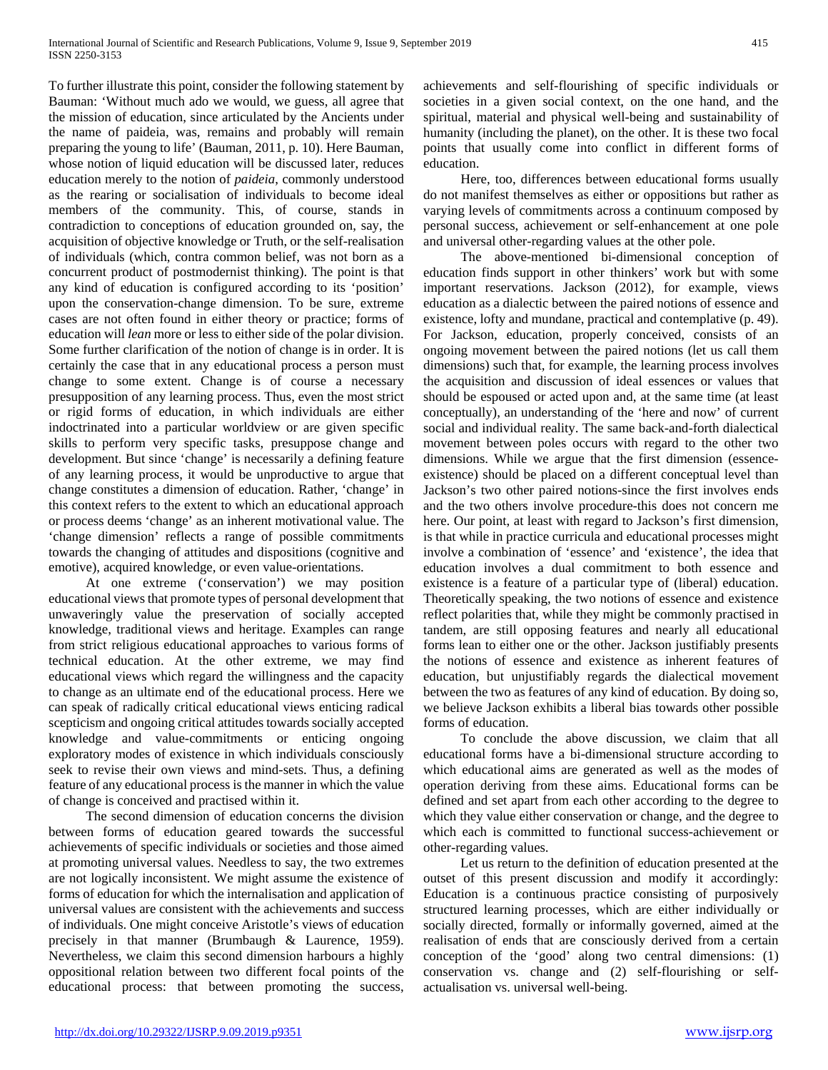To further illustrate this point, consider the following statement by Bauman: 'Without much ado we would, we guess, all agree that the mission of education, since articulated by the Ancients under the name of paideia, was, remains and probably will remain preparing the young to life' (Bauman, 2011, p. 10). Here Bauman, whose notion of liquid education will be discussed later, reduces education merely to the notion of *paideia*, commonly understood as the rearing or socialisation of individuals to become ideal members of the community. This, of course, stands in contradiction to conceptions of education grounded on, say, the acquisition of objective knowledge or Truth, or the self-realisation of individuals (which, contra common belief, was not born as a concurrent product of postmodernist thinking). The point is that any kind of education is configured according to its 'position' upon the conservation-change dimension. To be sure, extreme cases are not often found in either theory or practice; forms of education will *lean* more or less to either side of the polar division. Some further clarification of the notion of change is in order. It is certainly the case that in any educational process a person must change to some extent. Change is of course a necessary presupposition of any learning process. Thus, even the most strict or rigid forms of education, in which individuals are either indoctrinated into a particular worldview or are given specific skills to perform very specific tasks, presuppose change and development. But since 'change' is necessarily a defining feature of any learning process, it would be unproductive to argue that change constitutes a dimension of education. Rather, 'change' in this context refers to the extent to which an educational approach or process deems 'change' as an inherent motivational value. The 'change dimension' reflects a range of possible commitments towards the changing of attitudes and dispositions (cognitive and emotive), acquired knowledge, or even value-orientations.

At one extreme ('conservation') we may position educational views that promote types of personal development that unwaveringly value the preservation of socially accepted knowledge, traditional views and heritage. Examples can range from strict religious educational approaches to various forms of technical education. At the other extreme, we may find educational views which regard the willingness and the capacity to change as an ultimate end of the educational process. Here we can speak of radically critical educational views enticing radical scepticism and ongoing critical attitudes towards socially accepted knowledge and value-commitments or enticing ongoing exploratory modes of existence in which individuals consciously seek to revise their own views and mind-sets. Thus, a defining feature of any educational process is the manner in which the value of change is conceived and practised within it.

The second dimension of education concerns the division between forms of education geared towards the successful achievements of specific individuals or societies and those aimed at promoting universal values. Needless to say, the two extremes are not logically inconsistent. We might assume the existence of forms of education for which the internalisation and application of universal values are consistent with the achievements and success of individuals. One might conceive Aristotle's views of education precisely in that manner (Brumbaugh & Laurence, 1959). Nevertheless, we claim this second dimension harbours a highly oppositional relation between two different focal points of the educational process: that between promoting the success, achievements and self-flourishing of specific individuals or societies in a given social context, on the one hand, and the spiritual, material and physical well-being and sustainability of humanity (including the planet), on the other. It is these two focal points that usually come into conflict in different forms of education.

Here, too, differences between educational forms usually do not manifest themselves as either or oppositions but rather as varying levels of commitments across a continuum composed by personal success, achievement or self-enhancement at one pole and universal other-regarding values at the other pole.

The above-mentioned bi-dimensional conception of education finds support in other thinkers' work but with some important reservations. Jackson (2012), for example, views education as a dialectic between the paired notions of essence and existence, lofty and mundane, practical and contemplative (p. 49). For Jackson, education, properly conceived, consists of an ongoing movement between the paired notions (let us call them dimensions) such that, for example, the learning process involves the acquisition and discussion of ideal essences or values that should be espoused or acted upon and, at the same time (at least conceptually), an understanding of the 'here and now' of current social and individual reality. The same back-and-forth dialectical movement between poles occurs with regard to the other two dimensions. While we argue that the first dimension (essence-existence) should be placed on a different conceptual level than Jackson's two other paired notions-since the first involves ends and the two others involve procedure-this does not concern me here. Our point, at least with regard to Jackson's first dimension, is that while in practice curricula and educational processes might involve a combination of 'essence' and 'existence', the idea that education involves a dual commitment to both essence and existence is a feature of a particular type of (liberal) education. Theoretically speaking, the two notions of essence and existence reflect polarities that, while they might be commonly practised in tandem, are still opposing features and nearly all educational forms lean to either one or the other. Jackson justifiably presents the notions of essence and existence as inherent features of education, but unjustifiably regards the dialectical movement between the two as features of any kind of education. By doing so, we believe Jackson exhibits a liberal bias towards other possible forms of education.

To conclude the above discussion, we claim that all educational forms have a bi-dimensional structure according to which educational aims are generated as well as the modes of operation deriving from these aims. Educational forms can be defined and set apart from each other according to the degree to which they value either conservation or change, and the degree to which each is committed to functional success-achievement or other-regarding values.

Let us return to the definition of education presented at the outset of this present discussion and modify it accordingly: Education is a continuous practice consisting of purposively structured learning processes, which are either individually or socially directed, formally or informally governed, aimed at the realisation of ends that are consciously derived from a certain conception of the 'good' along two central dimensions: (1) conservation vs. change and (2) self-flourishing or self-actualisation vs. universal well-being.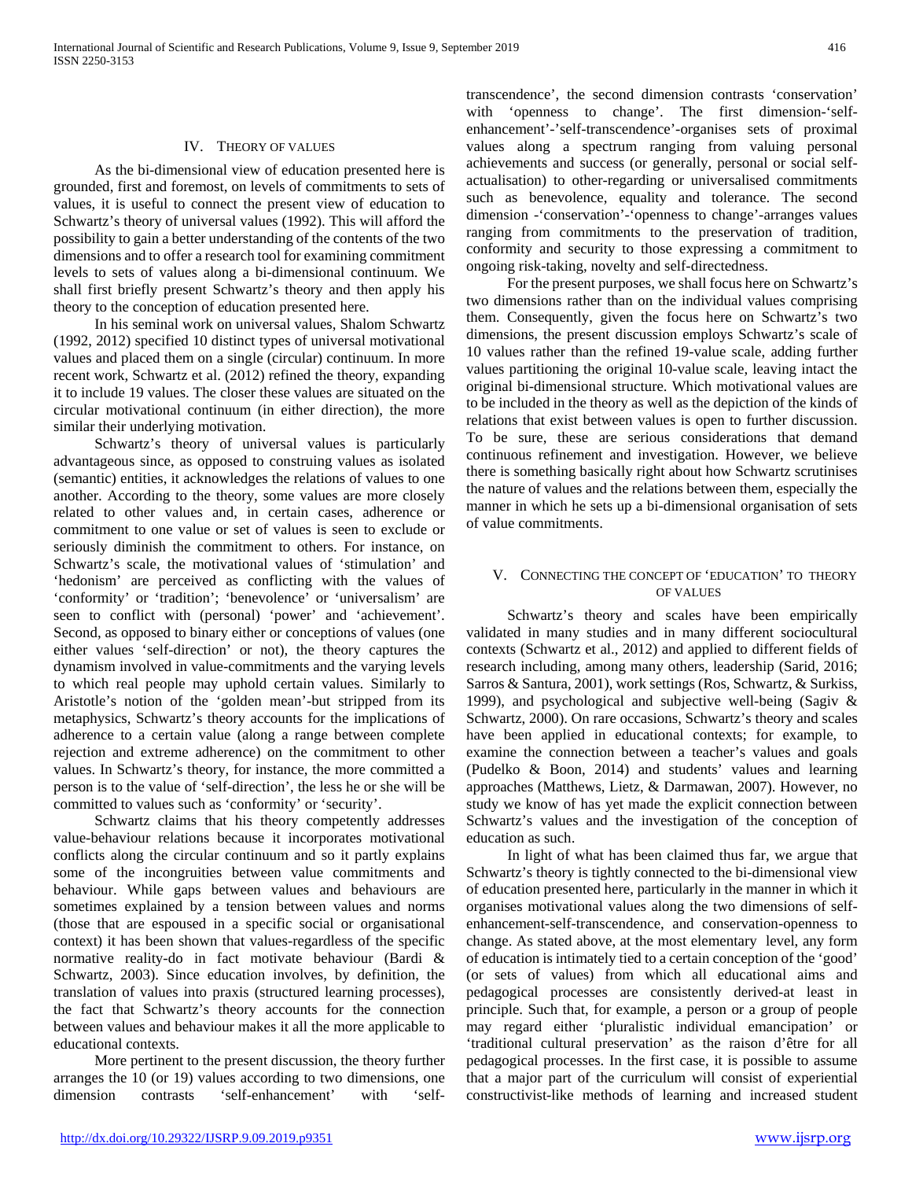## IV. Theory of Values

As the bi-dimensional view of education presented here is grounded, first and foremost, on levels of commitments to sets of values, it is useful to connect the present view of education to Schwartz's theory of universal values (1992). This will afford the possibility to gain a better understanding of the contents of the two dimensions and to offer a research tool for examining commitment levels to sets of values along a bi-dimensional continuum. We shall first briefly present Schwartz's theory and then apply his theory to the conception of education presented here.

In his seminal work on universal values, Shalom Schwartz (1992, 2012) specified 10 distinct types of universal motivational values and placed them on a single (circular) continuum. In more recent work, Schwartz et al. (2012) refined the theory, expanding it to include 19 values. The closer these values are situated on the circular motivational continuum (in either direction), the more similar their underlying motivation.

Schwartz's theory of universal values is particularly advantageous since, as opposed to construing values as isolated (semantic) entities, it acknowledges the relations of values to one another. According to the theory, some values are more closely related to other values and, in certain cases, adherence or commitment to one value or set of values is seen to exclude or seriously diminish the commitment to others. For instance, on Schwartz's scale, the motivational values of 'stimulation' and 'hedonism' are perceived as conflicting with the values of 'conformity' or 'tradition'; 'benevolence' or 'universalism' are seen to conflict with (personal) 'power' and 'achievement'. Second, as opposed to binary either or conceptions of values (one either values 'self-direction' or not), the theory captures the dynamism involved in value-commitments and the varying levels to which real people may uphold certain values. Similarly to Aristotle's notion of the 'golden mean'-but stripped from its metaphysics, Schwartz's theory accounts for the implications of adherence to a certain value (along a range between complete rejection and extreme adherence) on the commitment to other values. In Schwartz's theory, for instance, the more committed a person is to the value of 'self-direction', the less he or she will be committed to values such as 'conformity' or 'security'.

Schwartz claims that his theory competently addresses value-behaviour relations because it incorporates motivational conflicts along the circular continuum and so it partly explains some of the incongruities between value commitments and behaviour. While gaps between values and behaviours are sometimes explained by a tension between values and norms (those that are espoused in a specific social or organisational context) it has been shown that values-regardless of the specific normative reality-do in fact motivate behaviour (Bardi & Schwartz, 2003). Since education involves, by definition, the translation of values into praxis (structured learning processes), the fact that Schwartz's theory accounts for the connection between values and behaviour makes it all the more applicable to educational contexts.

More pertinent to the present discussion, the theory further arranges the 10 (or 19) values according to two dimensions, one dimension contrasts 'self-enhancement' with 'self-transcendence', the second dimension contrasts 'conservation' with 'openness to change'. The first dimension-'self-enhancement'-'self-transcendence'-organises sets of proximal values along a spectrum ranging from valuing personal achievements and success (or generally, personal or social self-actualisation) to other-regarding or universalised commitments such as benevolence, equality and tolerance. The second dimension -'conservation'-'openness to change'-arranges values ranging from commitments to the preservation of tradition, conformity and security to those expressing a commitment to ongoing risk-taking, novelty and self-directedness.

For the present purposes, we shall focus here on Schwartz's two dimensions rather than on the individual values comprising them. Consequently, given the focus here on Schwartz's two dimensions, the present discussion employs Schwartz's scale of 10 values rather than the refined 19-value scale, adding further values partitioning the original 10-value scale, leaving intact the original bi-dimensional structure. Which motivational values are to be included in the theory as well as the depiction of the kinds of relations that exist between values is open to further discussion. To be sure, these are serious considerations that demand continuous refinement and investigation. However, we believe there is something basically right about how Schwartz scrutinises the nature of values and the relations between them, especially the manner in which he sets up a bi-dimensional organisation of sets of value commitments.

## V. Connecting the Concept of 'Education' to Theory of Values

Schwartz's theory and scales have been empirically validated in many studies and in many different sociocultural contexts (Schwartz et al., 2012) and applied to different fields of research including, among many others, leadership (Sarid, 2016; Sarros & Santura, 2001), work settings (Ros, Schwartz, & Surkiss, 1999), and psychological and subjective well-being (Sagiv & Schwartz, 2000). On rare occasions, Schwartz's theory and scales have been applied in educational contexts; for example, to examine the connection between a teacher's values and goals (Pudelko & Boon, 2014) and students' values and learning approaches (Matthews, Lietz, & Darmawan, 2007). However, no study we know of has yet made the explicit connection between Schwartz's values and the investigation of the conception of education as such.

In light of what has been claimed thus far, we argue that Schwartz's theory is tightly connected to the bi-dimensional view of education presented here, particularly in the manner in which it organises motivational values along the two dimensions of self-enhancement-self-transcendence, and conservation-openness to change. As stated above, at the most elementary level, any form of education is intimately tied to a certain conception of the 'good' (or sets of values) from which all educational aims and pedagogical processes are consistently derived-at least in principle. Such that, for example, a person or a group of people may regard either 'pluralistic individual emancipation' or 'traditional cultural preservation' as the raison d'être for all pedagogical processes. In the first case, it is possible to assume that a major part of the curriculum will consist of experiential constructivist-like methods of learning and increased student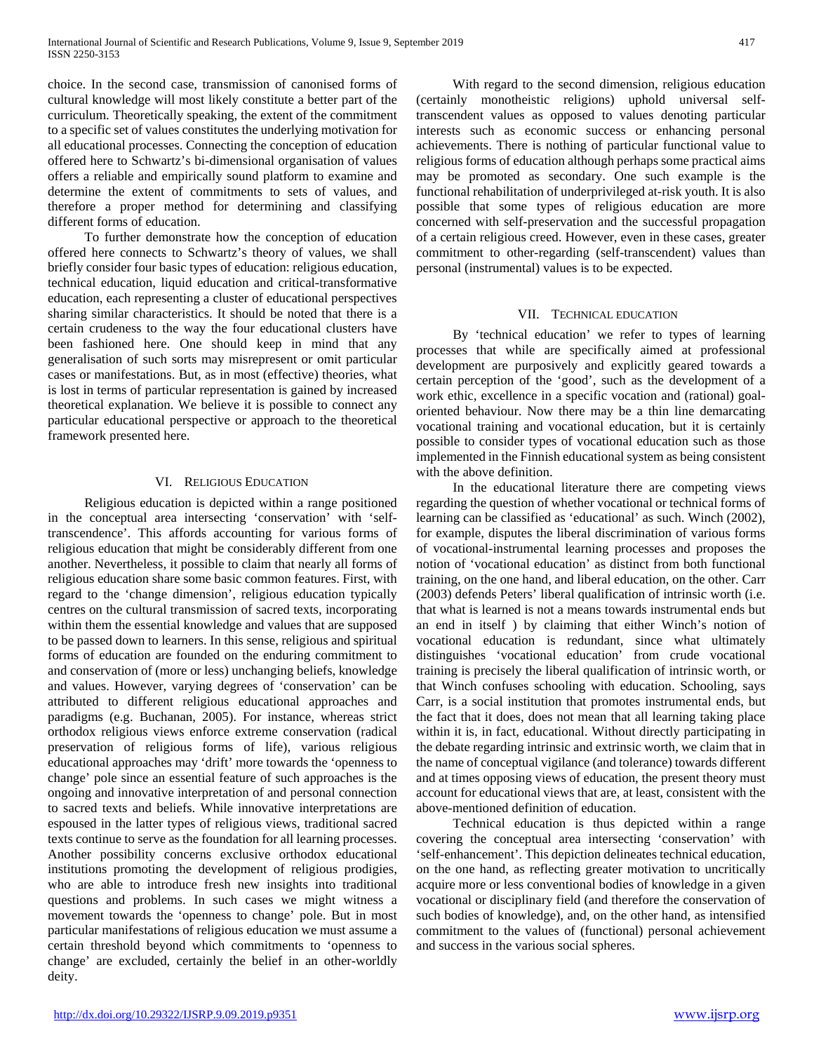choice. In the second case, transmission of canonised forms of cultural knowledge will most likely constitute a better part of the curriculum. Theoretically speaking, the extent of the commitment to a specific set of values constitutes the underlying motivation for all educational processes. Connecting the conception of education offered here to Schwartz's bi-dimensional organisation of values offers a reliable and empirically sound platform to examine and determine the extent of commitments to sets of values, and therefore a proper method for determining and classifying different forms of education.

To further demonstrate how the conception of education offered here connects to Schwartz's theory of values, we shall briefly consider four basic types of education: religious education, technical education, liquid education and critical-transformative education, each representing a cluster of educational perspectives sharing similar characteristics. It should be noted that there is a certain crudeness to the way the four educational clusters have been fashioned here. One should keep in mind that any generalisation of such sorts may misrepresent or omit particular cases or manifestations. But, as in most (effective) theories, what is lost in terms of particular representation is gained by increased theoretical explanation. We believe it is possible to connect any particular educational perspective or approach to the theoretical framework presented here.

## VI. Religious Education

Religious education is depicted within a range positioned in the conceptual area intersecting 'conservation' with 'self-transcendence'. This affords accounting for various forms of religious education that might be considerably different from one another. Nevertheless, it possible to claim that nearly all forms of religious education share some basic common features. First, with regard to the 'change dimension', religious education typically centres on the cultural transmission of sacred texts, incorporating within them the essential knowledge and values that are supposed to be passed down to learners. In this sense, religious and spiritual forms of education are founded on the enduring commitment to and conservation of (more or less) unchanging beliefs, knowledge and values. However, varying degrees of 'conservation' can be attributed to different religious educational approaches and paradigms (e.g. Buchanan, 2005). For instance, whereas strict orthodox religious views enforce extreme conservation (radical preservation of religious forms of life), various religious educational approaches may 'drift' more towards the 'openness to change' pole since an essential feature of such approaches is the ongoing and innovative interpretation of and personal connection to sacred texts and beliefs. While innovative interpretations are espoused in the latter types of religious views, traditional sacred texts continue to serve as the foundation for all learning processes. Another possibility concerns exclusive orthodox educational institutions promoting the development of religious prodigies, who are able to introduce fresh new insights into traditional questions and problems. In such cases we might witness a movement towards the 'openness to change' pole. But in most particular manifestations of religious education we must assume a certain threshold beyond which commitments to 'openness to change' are excluded, certainly the belief in an other-worldly deity.

With regard to the second dimension, religious education (certainly monotheistic religions) uphold universal self-transcendent values as opposed to values denoting particular interests such as economic success or enhancing personal achievements. There is nothing of particular functional value to religious forms of education although perhaps some practical aims may be promoted as secondary. One such example is the functional rehabilitation of underprivileged at-risk youth. It is also possible that some types of religious education are more concerned with self-preservation and the successful propagation of a certain religious creed. However, even in these cases, greater commitment to other-regarding (self-transcendent) values than personal (instrumental) values is to be expected.

## VII. Technical Education

By 'technical education' we refer to types of learning processes that while are specifically aimed at professional development are purposively and explicitly geared towards a certain perception of the 'good', such as the development of a work ethic, excellence in a specific vocation and (rational) goal-oriented behaviour. Now there may be a thin line demarcating vocational training and vocational education, but it is certainly possible to consider types of vocational education such as those implemented in the Finnish educational system as being consistent with the above definition.

In the educational literature there are competing views regarding the question of whether vocational or technical forms of learning can be classified as 'educational' as such. Winch (2002), for example, disputes the liberal discrimination of various forms of vocational-instrumental learning processes and proposes the notion of 'vocational education' as distinct from both functional training, on the one hand, and liberal education, on the other. Carr (2003) defends Peters' liberal qualification of intrinsic worth (i.e. that what is learned is not a means towards instrumental ends but an end in itself ) by claiming that either Winch's notion of vocational education is redundant, since what ultimately distinguishes 'vocational education' from crude vocational training is precisely the liberal qualification of intrinsic worth, or that Winch confuses schooling with education. Schooling, says Carr, is a social institution that promotes instrumental ends, but the fact that it does, does not mean that all learning taking place within it is, in fact, educational. Without directly participating in the debate regarding intrinsic and extrinsic worth, we claim that in the name of conceptual vigilance (and tolerance) towards different and at times opposing views of education, the present theory must account for educational views that are, at least, consistent with the above-mentioned definition of education.

Technical education is thus depicted within a range covering the conceptual area intersecting 'conservation' with 'self-enhancement'. This depiction delineates technical education, on the one hand, as reflecting greater motivation to uncritically acquire more or less conventional bodies of knowledge in a given vocational or disciplinary field (and therefore the conservation of such bodies of knowledge), and, on the other hand, as intensified commitment to the values of (functional) personal achievement and success in the various social spheres.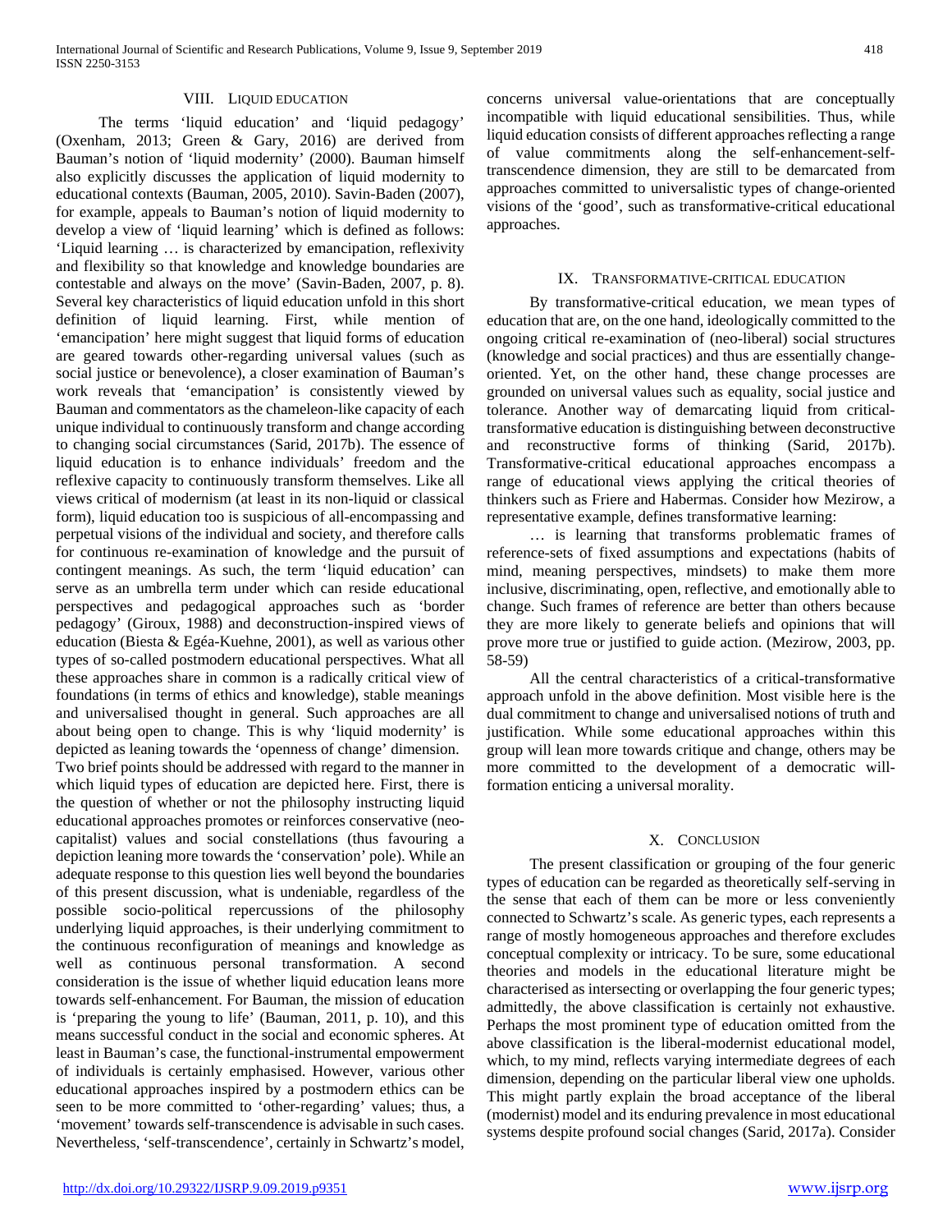## VIII. LIQUID EDUCATION

The terms 'liquid education' and 'liquid pedagogy' (Oxenham, 2013; Green & Gary, 2016) are derived from Bauman's notion of 'liquid modernity' (2000). Bauman himself also explicitly discusses the application of liquid modernity to educational contexts (Bauman, 2005, 2010). Savin-Baden (2007), for example, appeals to Bauman's notion of liquid modernity to develop a view of 'liquid learning' which is defined as follows: 'Liquid learning … is characterized by emancipation, reflexivity and flexibility so that knowledge and knowledge boundaries are contestable and always on the move' (Savin-Baden, 2007, p. 8). Several key characteristics of liquid education unfold in this short definition of liquid learning. First, while mention of 'emancipation' here might suggest that liquid forms of education are geared towards other-regarding universal values (such as social justice or benevolence), a closer examination of Bauman's work reveals that 'emancipation' is consistently viewed by Bauman and commentators as the chameleon-like capacity of each unique individual to continuously transform and change according to changing social circumstances (Sarid, 2017b). The essence of liquid education is to enhance individuals' freedom and the reflexive capacity to continuously transform themselves. Like all views critical of modernism (at least in its non-liquid or classical form), liquid education too is suspicious of all-encompassing and perpetual visions of the individual and society, and therefore calls for continuous re-examination of knowledge and the pursuit of contingent meanings. As such, the term 'liquid education' can serve as an umbrella term under which can reside educational perspectives and pedagogical approaches such as 'border pedagogy' (Giroux, 1988) and deconstruction-inspired views of education (Biesta & Egéa-Kuehne, 2001), as well as various other types of so-called postmodern educational perspectives. What all these approaches share in common is a radically critical view of foundations (in terms of ethics and knowledge), stable meanings and universalised thought in general. Such approaches are all about being open to change. This is why 'liquid modernity' is depicted as leaning towards the 'openness of change' dimension.

Two brief points should be addressed with regard to the manner in which liquid types of education are depicted here. First, there is the question of whether or not the philosophy instructing liquid educational approaches promotes or reinforces conservative (neo-capitalist) values and social constellations (thus favouring a depiction leaning more towards the 'conservation' pole). While an adequate response to this question lies well beyond the boundaries of this present discussion, what is undeniable, regardless of the possible socio-political repercussions of the philosophy underlying liquid approaches, is their underlying commitment to the continuous reconfiguration of meanings and knowledge as well as continuous personal transformation. A second consideration is the issue of whether liquid education leans more towards self-enhancement. For Bauman, the mission of education is 'preparing the young to life' (Bauman, 2011, p. 10), and this means successful conduct in the social and economic spheres. At least in Bauman's case, the functional-instrumental empowerment of individuals is certainly emphasised. However, various other educational approaches inspired by a postmodern ethics can be seen to be more committed to 'other-regarding' values; thus, a 'movement' towards self-transcendence is advisable in such cases. Nevertheless, 'self-transcendence', certainly in Schwartz's model, concerns universal value-orientations that are conceptually incompatible with liquid educational sensibilities. Thus, while liquid education consists of different approaches reflecting a range of value commitments along the self-enhancement-self-transcendence dimension, they are still to be demarcated from approaches committed to universalistic types of change-oriented visions of the 'good', such as transformative-critical educational approaches.

## IX. TRANSFORMATIVE-CRITICAL EDUCATION

By transformative-critical education, we mean types of education that are, on the one hand, ideologically committed to the ongoing critical re-examination of (neo-liberal) social structures (knowledge and social practices) and thus are essentially change-oriented. Yet, on the other hand, these change processes are grounded on universal values such as equality, social justice and tolerance. Another way of demarcating liquid from critical-transformative education is distinguishing between deconstructive and reconstructive forms of thinking (Sarid, 2017b). Transformative-critical educational approaches encompass a range of educational views applying the critical theories of thinkers such as Friere and Habermas. Consider how Mezirow, a representative example, defines transformative learning:

> … is learning that transforms problematic frames of reference-sets of fixed assumptions and expectations (habits of mind, meaning perspectives, mindsets) to make them more inclusive, discriminating, open, reflective, and emotionally able to change. Such frames of reference are better than others because they are more likely to generate beliefs and opinions that will prove more true or justified to guide action. (Mezirow, 2003, pp. 58-59)

All the central characteristics of a critical-transformative approach unfold in the above definition. Most visible here is the dual commitment to change and universalised notions of truth and justification. While some educational approaches within this group will lean more towards critique and change, others may be more committed to the development of a democratic will-formation enticing a universal morality.

## X. CONCLUSION

The present classification or grouping of the four generic types of education can be regarded as theoretically self-serving in the sense that each of them can be more or less conveniently connected to Schwartz's scale. As generic types, each represents a range of mostly homogeneous approaches and therefore excludes conceptual complexity or intricacy. To be sure, some educational theories and models in the educational literature might be characterised as intersecting or overlapping the four generic types; admittedly, the above classification is certainly not exhaustive. Perhaps the most prominent type of education omitted from the above classification is the liberal-modernist educational model, which, to my mind, reflects varying intermediate degrees of each dimension, depending on the particular liberal view one upholds. This might partly explain the broad acceptance of the liberal (modernist) model and its enduring prevalence in most educational systems despite profound social changes (Sarid, 2017a). Consider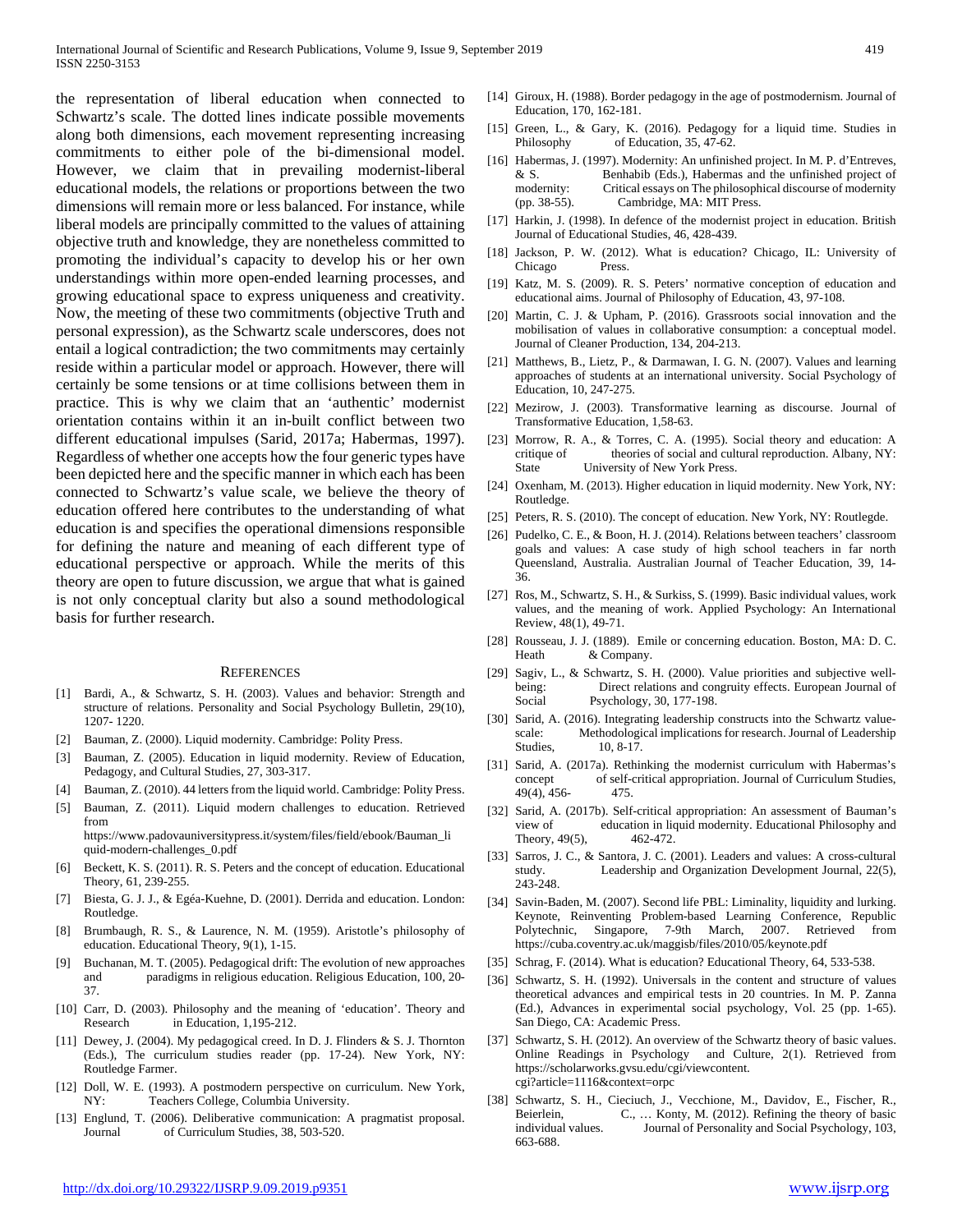the representation of liberal education when connected to Schwartz's scale. The dotted lines indicate possible movements along both dimensions, each movement representing increasing commitments to either pole of the bi-dimensional model. However, we claim that in prevailing modernist-liberal educational models, the relations or proportions between the two dimensions will remain more or less balanced. For instance, while liberal models are principally committed to the values of attaining objective truth and knowledge, they are nonetheless committed to promoting the individual's capacity to develop his or her own understandings within more open-ended learning processes, and growing educational space to express uniqueness and creativity. Now, the meeting of these two commitments (objective Truth and personal expression), as the Schwartz scale underscores, does not entail a logical contradiction; the two commitments may certainly reside within a particular model or approach. However, there will certainly be some tensions or at time collisions between them in practice. This is why we claim that an 'authentic' modernist orientation contains within it an in-built conflict between two different educational impulses (Sarid, 2017a; Habermas, 1997). Regardless of whether one accepts how the four generic types have been depicted here and the specific manner in which each has been connected to Schwartz's value scale, we believe the theory of education offered here contributes to the understanding of what education is and specifies the operational dimensions responsible for defining the nature and meaning of each different type of educational perspective or approach. While the merits of this theory are open to future discussion, we argue that what is gained is not only conceptual clarity but also a sound methodological basis for further research.

## References

[1] Bardi, A., & Schwartz, S. H. (2003). Values and behavior: Strength and structure of relations. Personality and Social Psychology Bulletin, 29(10), 1207- 1220.

[2] Bauman, Z. (2000). Liquid modernity. Cambridge: Polity Press.

[3] Bauman, Z. (2005). Education in liquid modernity. Review of Education, Pedagogy, and Cultural Studies, 27, 303-317.

[4] Bauman, Z. (2010). 44 letters from the liquid world. Cambridge: Polity Press.

[5] Bauman, Z. (2011). Liquid modern challenges to education. Retrieved from https://www.padovauniversitypress.it/system/files/field/ebook/Bauman_liquid-modern-challenges_0.pdf

[6] Beckett, K. S. (2011). R. S. Peters and the concept of education. Educational Theory, 61, 239-255.

[7] Biesta, G. J. J., & Egéa-Kuehne, D. (2001). Derrida and education. London: Routledge.

[8] Brumbaugh, R. S., & Laurence, N. M. (1959). Aristotle's philosophy of education. Educational Theory, 9(1), 1-15.

[9] Buchanan, M. T. (2005). Pedagogical drift: The evolution of new approaches and paradigms in religious education. Religious Education, 100, 20-37.

[10] Carr, D. (2003). Philosophy and the meaning of 'education'. Theory and Research in Education, 1,195-212.

[11] Dewey, J. (2004). My pedagogical creed. In D. J. Flinders & S. J. Thornton (Eds.), The curriculum studies reader (pp. 17-24). New York, NY: Routledge Farmer.

[12] Doll, W. E. (1993). A postmodern perspective on curriculum. New York, NY: Teachers College, Columbia University.

[13] Englund, T. (2006). Deliberative communication: A pragmatist proposal. Journal of Curriculum Studies, 38, 503-520.

[14] Giroux, H. (1988). Border pedagogy in the age of postmodernism. Journal of Education, 170, 162-181.

[15] Green, L., & Gary, K. (2016). Pedagogy for a liquid time. Studies in Philosophy of Education, 35, 47-62.

[16] Habermas, J. (1997). Modernity: An unfinished project. In M. P. d'Entreves, & S. Benhabib (Eds.), Habermas and the unfinished project of modernity: Critical essays on The philosophical discourse of modernity (pp. 38-55). Cambridge, MA: MIT Press.

[17] Harkin, J. (1998). In defence of the modernist project in education. British Journal of Educational Studies, 46, 428-439.

[18] Jackson, P. W. (2012). What is education? Chicago, IL: University of Chicago Press.

[19] Katz, M. S. (2009). R. S. Peters' normative conception of education and educational aims. Journal of Philosophy of Education, 43, 97-108.

[20] Martin, C. J. & Upham, P. (2016). Grassroots social innovation and the mobilisation of values in collaborative consumption: a conceptual model. Journal of Cleaner Production, 134, 204-213.

[21] Matthews, B., Lietz, P., & Darmawan, I. G. N. (2007). Values and learning approaches of students at an international university. Social Psychology of Education, 10, 247-275.

[22] Mezirow, J. (2003). Transformative learning as discourse. Journal of Transformative Education, 1,58-63.

[23] Morrow, R. A., & Torres, C. A. (1995). Social theory and education: A critique of theories of social and cultural reproduction. Albany, NY: State University of New York Press.

[24] Oxenham, M. (2013). Higher education in liquid modernity. New York, NY: Routledge.

[25] Peters, R. S. (2010). The concept of education. New York, NY: Routlegde.

[26] Pudelko, C. E., & Boon, H. J. (2014). Relations between teachers' classroom goals and values: A case study of high school teachers in far north Queensland, Australia. Australian Journal of Teacher Education, 39, 14-36.

[27] Ros, M., Schwartz, S. H., & Surkiss, S. (1999). Basic individual values, work values, and the meaning of work. Applied Psychology: An International Review, 48(1), 49-71.

[28] Rousseau, J. J. (1889). Emile or concerning education. Boston, MA: D. C. Heath & Company.

[29] Sagiv, L., & Schwartz, S. H. (2000). Value priorities and subjective well-being: Direct relations and congruity effects. European Journal of Social Psychology, 30, 177-198.

[30] Sarid, A. (2016). Integrating leadership constructs into the Schwartz value-scale: Methodological implications for research. Journal of Leadership Studies, 10, 8-17.

[31] Sarid, A. (2017a). Rethinking the modernist curriculum with Habermas's concept of self-critical appropriation. Journal of Curriculum Studies, 49(4), 456- 475.

[32] Sarid, A. (2017b). Self-critical appropriation: An assessment of Bauman's view of education in liquid modernity. Educational Philosophy and Theory, 49(5), 462-472.

[33] Sarros, J. C., & Santora, J. C. (2001). Leaders and values: A cross-cultural study. Leadership and Organization Development Journal, 22(5), 243-248.

[34] Savin-Baden, M. (2007). Second life PBL: Liminality, liquidity and lurking. Keynote, Reinventing Problem-based Learning Conference, Republic Polytechnic, Singapore, 7-9th March, 2007. Retrieved from https://cuba.coventry.ac.uk/maggisb/files/2010/05/keynote.pdf

[35] Schrag, F. (2014). What is education? Educational Theory, 64, 533-538.

[36] Schwartz, S. H. (1992). Universals in the content and structure of values theoretical advances and empirical tests in 20 countries. In M. P. Zanna (Ed.), Advances in experimental social psychology, Vol. 25 (pp. 1-65). San Diego, CA: Academic Press.

[37] Schwartz, S. H. (2012). An overview of the Schwartz theory of basic values. Online Readings in Psychology and Culture, 2(1). Retrieved from https://scholarworks.gvsu.edu/cgi/viewcontent.cgi?article=1116&context=orpc

[38] Schwartz, S. H., Cieciuch, J., Vecchione, M., Davidov, E., Fischer, R., Beierlein, C., … Konty, M. (2012). Refining the theory of basic individual values. Journal of Personality and Social Psychology, 103, 663-688.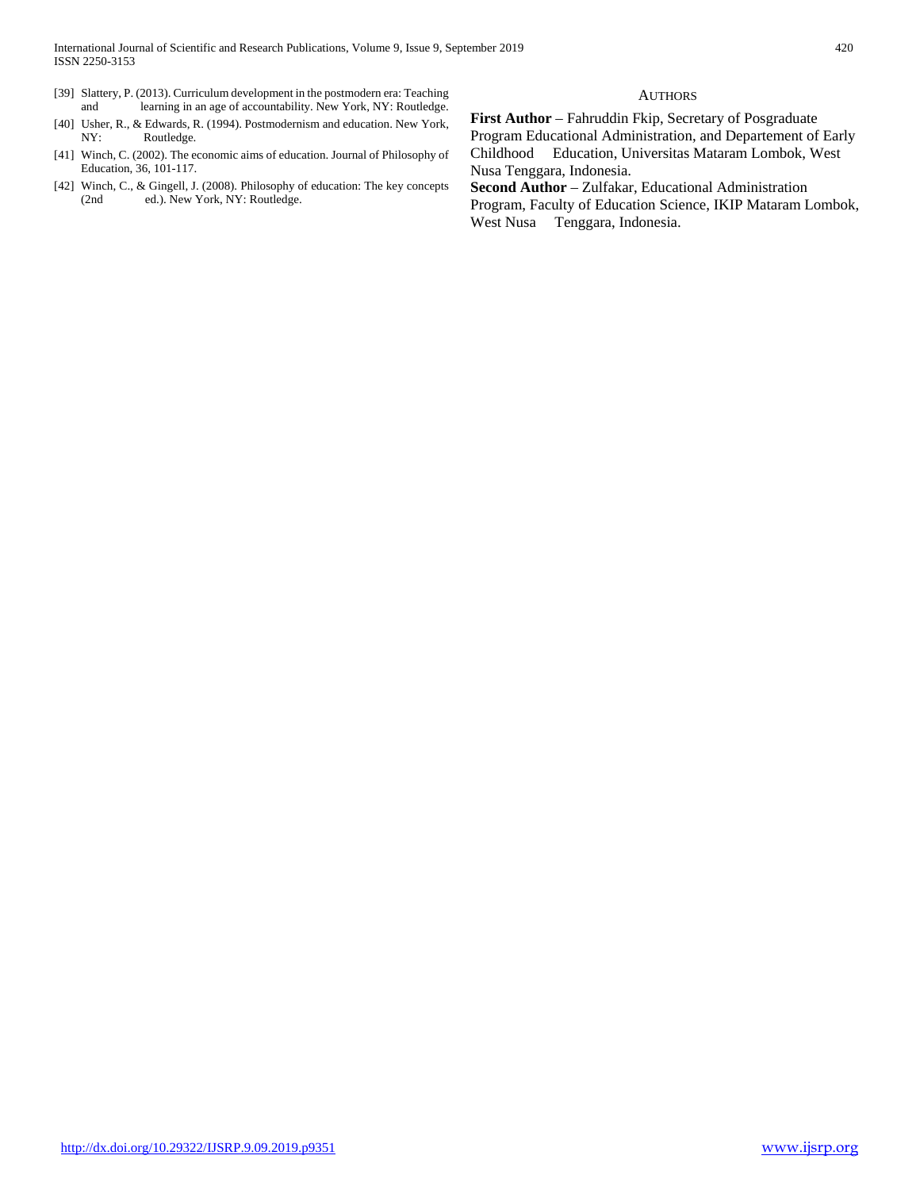[39] Slattery, P. (2013). Curriculum development in the postmodern era: Teaching and learning in an age of accountability. New York, NY: Routledge.

[40] Usher, R., & Edwards, R. (1994). Postmodernism and education. New York, NY: Routledge.

[41] Winch, C. (2002). The economic aims of education. Journal of Philosophy of Education, 36, 101-117.

[42] Winch, C., & Gingell, J. (2008). Philosophy of education: The key concepts (2nd ed.). New York, NY: Routledge.

## AUTHORS

**First Author** – Fahruddin Fkip, Secretary of Posgraduate Program Educational Administration, and Departement of Early Childhood Education, Universitas Mataram Lombok, West Nusa Tenggara, Indonesia.

**Second Author** – Zulfakar, Educational Administration Program, Faculty of Education Science, IKIP Mataram Lombok, West Nusa Tenggara, Indonesia.

http://dx.doi.org/10.29322/IJSRP.9.09.2019.p9351